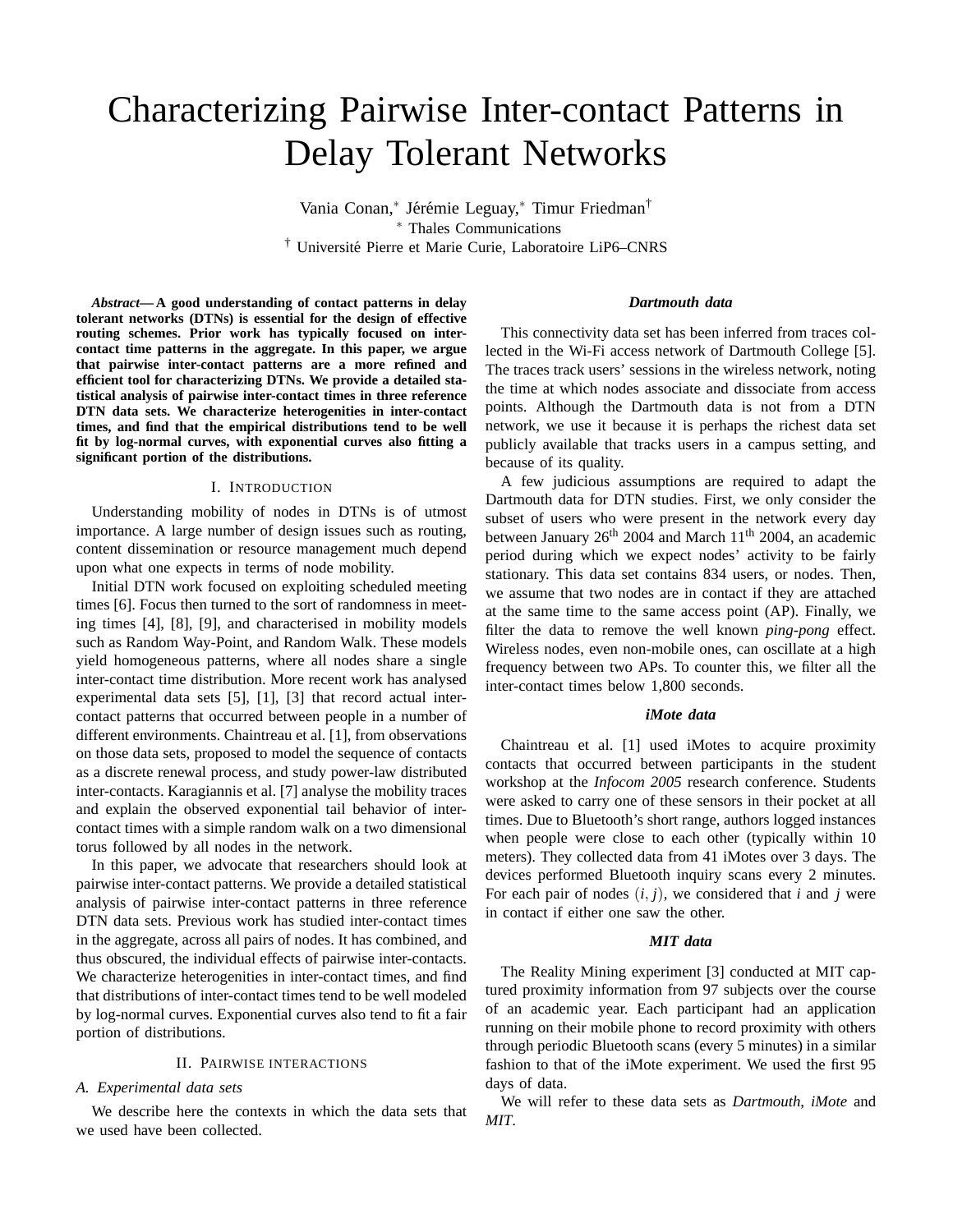# Characterizing Pairwise Inter-contact Patterns in Delay Tolerant Networks

Vania Conan,[*] Jérémie Leguay,[*] Timur Friedman[†]

[*] Thales Communications

[†] Université Pierre et Marie Curie, Laboratoire LiP6–CNRS

***Abstract*— A good understanding of contact patterns in delay tolerant networks (DTNs) is essential for the design of effective routing schemes. Prior work has typically focused on inter-contact time patterns in the aggregate. In this paper, we argue that pairwise inter-contact patterns are a more refined and efficient tool for characterizing DTNs. We provide a detailed statistical analysis of pairwise inter-contact times in three reference DTN data sets. We characterize heterogenities in inter-contact times, and find that the empirical distributions tend to be well fit by log-normal curves, with exponential curves also fitting a significant portion of the distributions.**

## I. Introduction

Understanding mobility of nodes in DTNs is of utmost importance. A large number of design issues such as routing, content dissemination or resource management much depend upon what one expects in terms of node mobility.

Initial DTN work focused on exploiting scheduled meeting times [6]. Focus then turned to the sort of randomness in meeting times [4], [8], [9], and characterised in mobility models such as Random Way-Point, and Random Walk. These models yield homogeneous patterns, where all nodes share a single inter-contact time distribution. More recent work has analysed experimental data sets [5], [1], [3] that record actual inter-contact patterns that occurred between people in a number of different environments. Chaintreau et al. [1], from observations on those data sets, proposed to model the sequence of contacts as a discrete renewal process, and study power-law distributed inter-contacts. Karagiannis et al. [7] analyse the mobility traces and explain the observed exponential tail behavior of inter-contact times with a simple random walk on a two dimensional torus followed by all nodes in the network.

In this paper, we advocate that researchers should look at pairwise inter-contact patterns. We provide a detailed statistical analysis of pairwise inter-contact patterns in three reference DTN data sets. Previous work has studied inter-contact times in the aggregate, across all pairs of nodes. It has combined, and thus obscured, the individual effects of pairwise inter-contacts. We characterize heterogenities in inter-contact times, and find that distributions of inter-contact times tend to be well modeled by log-normal curves. Exponential curves also tend to fit a fair portion of distributions.

## II. Pairwise interactions

### A. Experimental data sets

We describe here the contexts in which the data sets that we used have been collected.

#### *Dartmouth data*

This connectivity data set has been inferred from traces collected in the Wi-Fi access network of Dartmouth College [5]. The traces track users' sessions in the wireless network, noting the time at which nodes associate and dissociate from access points. Although the Dartmouth data is not from a DTN network, we use it because it is perhaps the richest data set publicly available that tracks users in a campus setting, and because of its quality.

A few judicious assumptions are required to adapt the Dartmouth data for DTN studies. First, we only consider the subset of users who were present in the network every day between January 26$^{th}$ 2004 and March 11$^{th}$ 2004, an academic period during which we expect nodes' activity to be fairly stationary. This data set contains 834 users, or nodes. Then, we assume that two nodes are in contact if they are attached at the same time to the same access point (AP). Finally, we filter the data to remove the well known *ping-pong* effect. Wireless nodes, even non-mobile ones, can oscillate at a high frequency between two APs. To counter this, we filter all the inter-contact times below 1,800 seconds.

#### *iMote data*

Chaintreau et al. [1] used iMotes to acquire proximity contacts that occurred between participants in the student workshop at the *Infocom 2005* research conference. Students were asked to carry one of these sensors in their pocket at all times. Due to Bluetooth's short range, authors logged instances when people were close to each other (typically within 10 meters). They collected data from 41 iMotes over 3 days. The devices performed Bluetooth inquiry scans every 2 minutes. For each pair of nodes $(i, j)$, we considered that $i$ and $j$ were in contact if either one saw the other.

#### *MIT data*

The Reality Mining experiment [3] conducted at MIT captured proximity information from 97 subjects over the course of an academic year. Each participant had an application running on their mobile phone to record proximity with others through periodic Bluetooth scans (every 5 minutes) in a similar fashion to that of the iMote experiment. We used the first 95 days of data.

We will refer to these data sets as *Dartmouth*, *iMote* and *MIT*.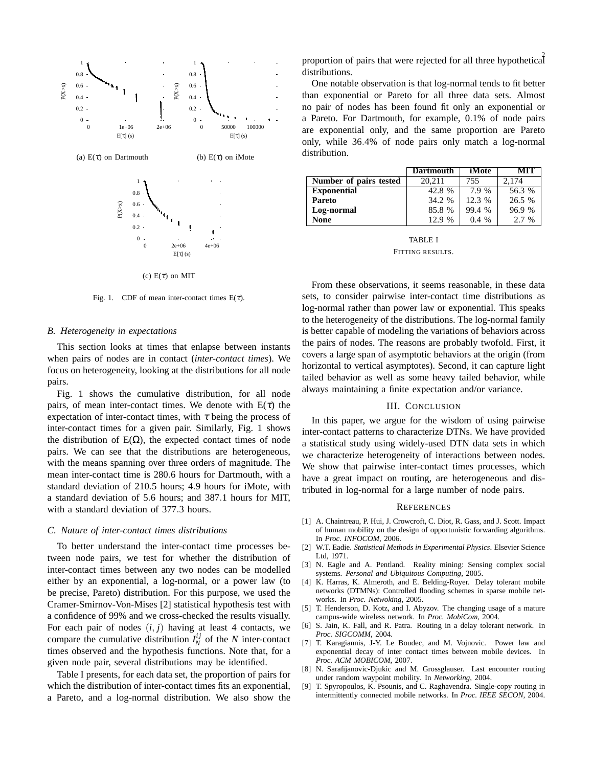1
0.8
0.6
0.4
0.2
0
P(X>x)
0 1e+06 2e+06
E[τ] (s)

(a) E(τ) on Dartmouth

1
0.8
0.6
0.4
0.2
0
P(X>x)
0 50000 100000
E[τ] (s)

(b) E(τ) on iMote

1
0.8
0.6
0.4
0.2
0
P(X>x)
0 2e+06 4e+06
E[τ] (s)

(c) E(τ) on MIT

Fig. 1. CDF of mean inter-contact times E(τ).

### B. Heterogeneity in expectations

This section looks at times that enlapse between instants when pairs of nodes are in contact (*inter-contact times*). We focus on heterogeneity, looking at the distributions for all node pairs.

Fig. 1 shows the cumulative distribution, for all node pairs, of mean inter-contact times. We denote with E(τ) the expectation of inter-contact times, with τ being the process of inter-contact times for a given pair. Similarly, Fig. 1 shows the distribution of E(Ω), the expected contact times of node pairs. We can see that the distributions are heterogeneous, with the means spanning over three orders of magnitude. The mean inter-contact time is 280.6 hours for Dartmouth, with a standard deviation of 210.5 hours; 4.9 hours for iMote, with a standard deviation of 5.6 hours; and 387.1 hours for MIT, with a standard deviation of 377.3 hours.

### C. Nature of inter-contact times distributions

To better understand the inter-contact time processes between node pairs, we test for whether the distribution of inter-contact times between any two nodes can be modelled either by an exponential, a log-normal, or a power law (to be precise, Pareto) distribution. For this purpose, we used the Cramer-Smirnov-Von-Mises [2] statistical hypothesis test with a confidence of 99% and we cross-checked the results visually. For each pair of nodes $(i,j)$ having at least 4 contacts, we compare the cumulative distribution $I_N^{ij}$ of the $N$ inter-contact times observed and the hypothesis functions. Note that, for a given node pair, several distributions may be identified.

Table I presents, for each data set, the proportion of pairs for which the distribution of inter-contact times fits an exponential, a Pareto, and a log-normal distribution. We also show the proportion of pairs that were rejected for all three hypothetical distributions.

One notable observation is that log-normal tends to fit better than exponential or Pareto for all three data sets. Almost no pair of nodes has been found fit only an exponential or a Pareto. For Dartmouth, for example, 0.1% of node pairs are exponential only, and the same proportion are Pareto only, while 36.4% of node pairs only match a log-normal distribution.

| | **Dartmouth** | **iMote** | **MIT** |
|---|---|---|---|
| **Number of pairs tested** | 20,211 | 755 | 2,174 |
| **Exponential** | 42.8 % | 7.9 % | 56.3 % |
| **Pareto** | 34.2 % | 12.3 % | 26.5 % |
| **Log-normal** | 85.8 % | 99.4 % | 96.9 % |
| **None** | 12.9 % | 0.4 % | 2.7 % |

TABLE I

FITTING RESULTS.

From these observations, it seems reasonable, in these data sets, to consider pairwise inter-contact time distributions as log-normal rather than power law or exponential. This speaks to the heterogeneity of the distributions. The log-normal family is better capable of modeling the variations of behaviors across the pairs of nodes. The reasons are probably twofold. First, it covers a large span of asymptotic behaviors at the origin (from horizontal to vertical asymptotes). Second, it can capture light tailed behavior as well as some heavy tailed behavior, while always maintaining a finite expectation and/or variance.

## III. Conclusion

In this paper, we argue for the wisdom of using pairwise inter-contact patterns to characterize DTNs. We have provided a statistical study using widely-used DTN data sets in which we characterize heterogeneity of interactions between nodes. We show that pairwise inter-contact times processes, which have a great impact on routing, are heterogeneous and distributed in log-normal for a large number of node pairs.

## References

[1] A. Chaintreau, P. Hui, J. Crowcroft, C. Diot, R. Gass, and J. Scott. Impact of human mobility on the design of opportunistic forwarding algorithms. In *Proc. INFOCOM*, 2006.

[2] W.T. Eadie. *Statistical Methods in Experimental Physics*. Elsevier Science Ltd, 1971.

[3] N. Eagle and A. Pentland. Reality mining: Sensing complex social systems. *Personal and Ubiquitous Computing*, 2005.

[4] K. Harras, K. Almeroth, and E. Belding-Royer. Delay tolerant mobile networks (DTMNs): Controlled flooding schemes in sparse mobile networks. In *Proc. Netwoking*, 2005.

[5] T. Henderson, D. Kotz, and I. Abyzov. The changing usage of a mature campus-wide wireless network. In *Proc. MobiCom*, 2004.

[6] S. Jain, K. Fall, and R. Patra. Routing in a delay tolerant network. In *Proc. SIGCOMM*, 2004.

[7] T. Karagiannis, J-Y. Le Boudec, and M. Vojnovic. Power law and exponential decay of inter contact times between mobile devices. In *Proc. ACM MOBICOM*, 2007.

[8] N. Sarafijanovic-Djukic and M. Grossglauser. Last encounter routing under random waypoint mobility. In *Networking*, 2004.

[9] T. Spyropoulos, K. Psounis, and C. Raghavendra. Single-copy routing in intermittently connected mobile networks. In *Proc. IEEE SECON*, 2004.